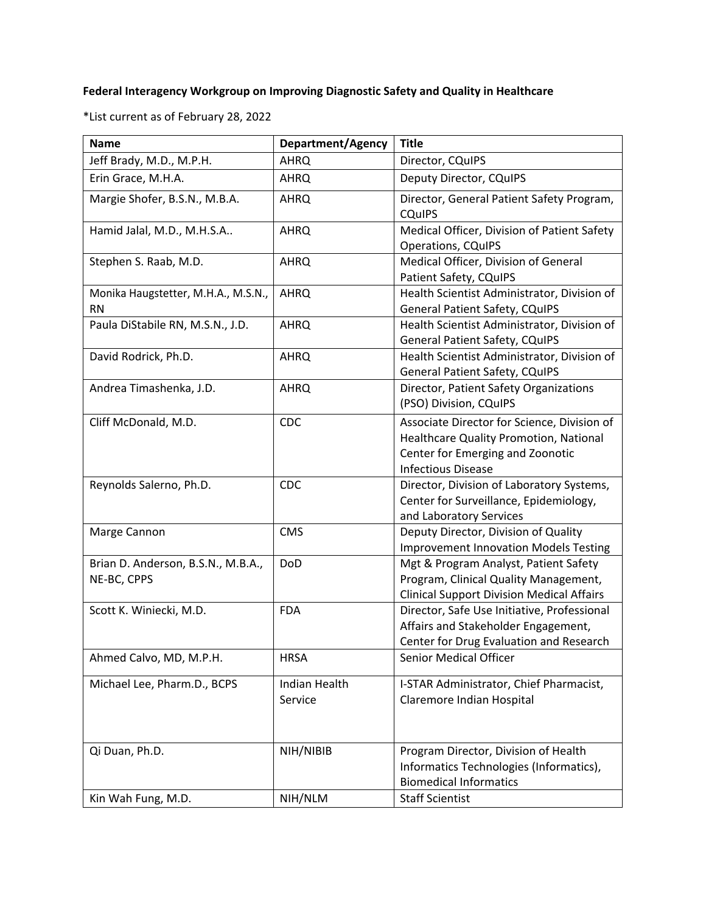**Federal Interagency Workgroup on Improving Diagnostic Safety and Quality in Healthcare**

*List current as of February 28, 2022

| Name | Department/Agency | Title |
|---|---|---|
| Jeff Brady, M.D., M.P.H. | AHRQ | Director, CQuIPS |
| Erin Grace, M.H.A. | AHRQ | Deputy Director, CQuIPS |
| Margie Shofer, B.S.N., M.B.A. | AHRQ | Director, General Patient Safety Program, CQuIPS |
| Hamid Jalal, M.D., M.H.S.A.. | AHRQ | Medical Officer, Division of Patient Safety Operations, CQuIPS |
| Stephen S. Raab, M.D. | AHRQ | Medical Officer, Division of General Patient Safety, CQuIPS |
| Monika Haugstetter, M.H.A., M.S.N., RN | AHRQ | Health Scientist Administrator, Division of General Patient Safety, CQuIPS |
| Paula DiStabile RN, M.S.N., J.D. | AHRQ | Health Scientist Administrator, Division of General Patient Safety, CQuIPS |
| David Rodrick, Ph.D. | AHRQ | Health Scientist Administrator, Division of General Patient Safety, CQuIPS |
| Andrea Timashenka, J.D. | AHRQ | Director, Patient Safety Organizations (PSO) Division, CQuIPS |
| Cliff McDonald, M.D. | CDC | Associate Director for Science, Division of Healthcare Quality Promotion, National Center for Emerging and Zoonotic Infectious Disease |
| Reynolds Salerno, Ph.D. | CDC | Director, Division of Laboratory Systems, Center for Surveillance, Epidemiology, and Laboratory Services |
| Marge Cannon | CMS | Deputy Director, Division of Quality Improvement Innovation Models Testing |
| Brian D. Anderson, B.S.N., M.B.A., NE-BC, CPPS | DoD | Mgt & Program Analyst, Patient Safety Program, Clinical Quality Management, Clinical Support Division Medical Affairs |
| Scott K. Winiecki, M.D. | FDA | Director, Safe Use Initiative, Professional Affairs and Stakeholder Engagement, Center for Drug Evaluation and Research |
| Ahmed Calvo, MD, M.P.H. | HRSA | Senior Medical Officer |
| Michael Lee, Pharm.D., BCPS | Indian Health Service | I-STAR Administrator, Chief Pharmacist, Claremore Indian Hospital |
| Qi Duan, Ph.D. | NIH/NIBIB | Program Director, Division of Health Informatics Technologies (Informatics), Biomedical Informatics |
| Kin Wah Fung, M.D. | NIH/NLM | Staff Scientist |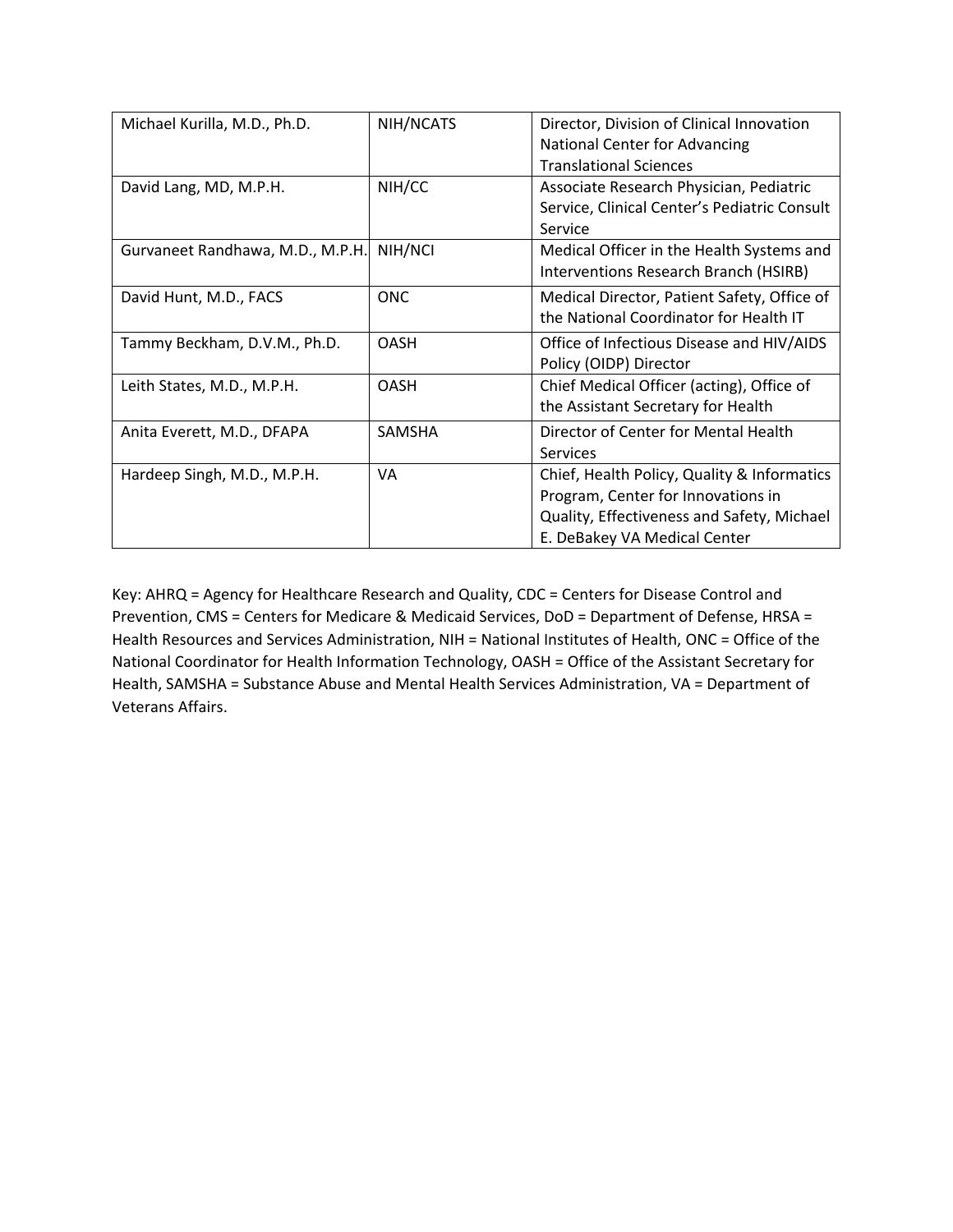| | | |
|---|---|---|
| Michael Kurilla, M.D., Ph.D. | NIH/NCATS | Director, Division of Clinical Innovation National Center for Advancing Translational Sciences |
| David Lang, MD, M.P.H. | NIH/CC | Associate Research Physician, Pediatric Service, Clinical Center's Pediatric Consult Service |
| Gurvaneet Randhawa, M.D., M.P.H. | NIH/NCI | Medical Officer in the Health Systems and Interventions Research Branch (HSIRB) |
| David Hunt, M.D., FACS | ONC | Medical Director, Patient Safety, Office of the National Coordinator for Health IT |
| Tammy Beckham, D.V.M., Ph.D. | OASH | Office of Infectious Disease and HIV/AIDS Policy (OIDP) Director |
| Leith States, M.D., M.P.H. | OASH | Chief Medical Officer (acting), Office of the Assistant Secretary for Health |
| Anita Everett, M.D., DFAPA | SAMSHA | Director of Center for Mental Health Services |
| Hardeep Singh, M.D., M.P.H. | VA | Chief, Health Policy, Quality & Informatics Program, Center for Innovations in Quality, Effectiveness and Safety, Michael E. DeBakey VA Medical Center |

Key: AHRQ = Agency for Healthcare Research and Quality, CDC = Centers for Disease Control and Prevention, CMS = Centers for Medicare & Medicaid Services, DoD = Department of Defense, HRSA = Health Resources and Services Administration, NIH = National Institutes of Health, ONC = Office of the National Coordinator for Health Information Technology, OASH = Office of the Assistant Secretary for Health, SAMSHA = Substance Abuse and Mental Health Services Administration, VA = Department of Veterans Affairs.